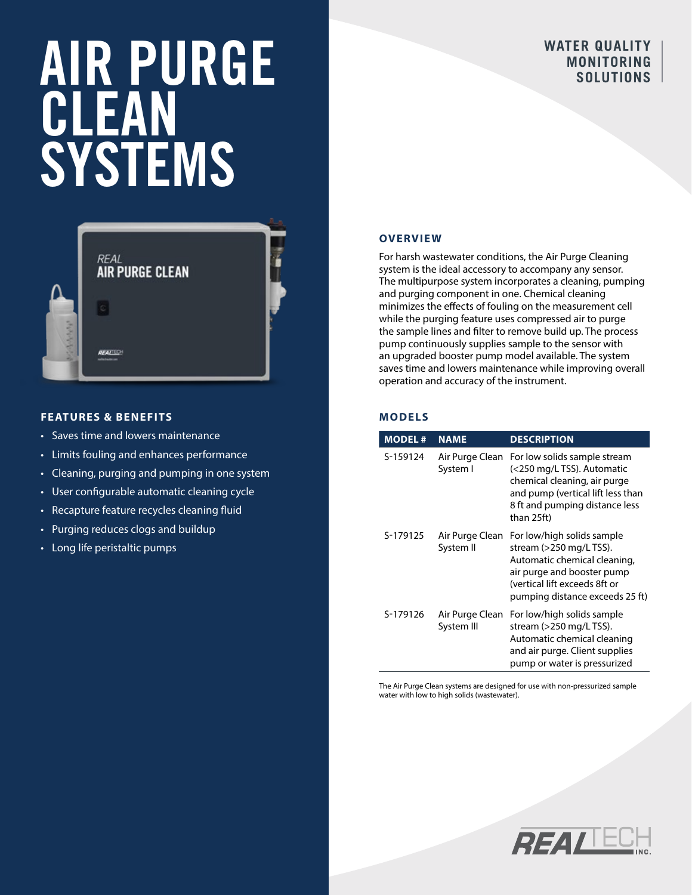# AIR PURGE CLEAN SYSTEMS

WATER QUALITY MONITORING SOLUTIONS

## FEATURES & BENEFITS

- Saves time and lowers maintenance
- Limits fouling and enhances performance
- Cleaning, purging and pumping in one system
- User configurable automatic cleaning cycle
- Recapture feature recycles cleaning fluid
- Purging reduces clogs and buildup
- Long life peristaltic pumps

## OVERVIEW

For harsh wastewater conditions, the Air Purge Cleaning system is the ideal accessory to accompany any sensor. The multipurpose system incorporates a cleaning, pumping and purging component in one. Chemical cleaning minimizes the effects of fouling on the measurement cell while the purging feature uses compressed air to purge the sample lines and filter to remove build up. The process pump continuously supplies sample to the sensor with an upgraded booster pump model available. The system saves time and lowers maintenance while improving overall operation and accuracy of the instrument.

## MODELS

| MODEL # | NAME | DESCRIPTION |
|---|---|---|
| S-159124 | Air Purge Clean System I | For low solids sample stream (<250 mg/L TSS). Automatic chemical cleaning, air purge and pump (vertical lift less than 8 ft and pumping distance less than 25ft) |
| S-179125 | Air Purge Clean System II | For low/high solids sample stream (>250 mg/L TSS). Automatic chemical cleaning, air purge and booster pump (vertical lift exceeds 8ft or pumping distance exceeds 25 ft) |
| S-179126 | Air Purge Clean System III | For low/high solids sample stream (>250 mg/L TSS). Automatic chemical cleaning and air purge. Client supplies pump or water is pressurized |

The Air Purge Clean systems are designed for use with non-pressurized sample water with low to high solids (wastewater).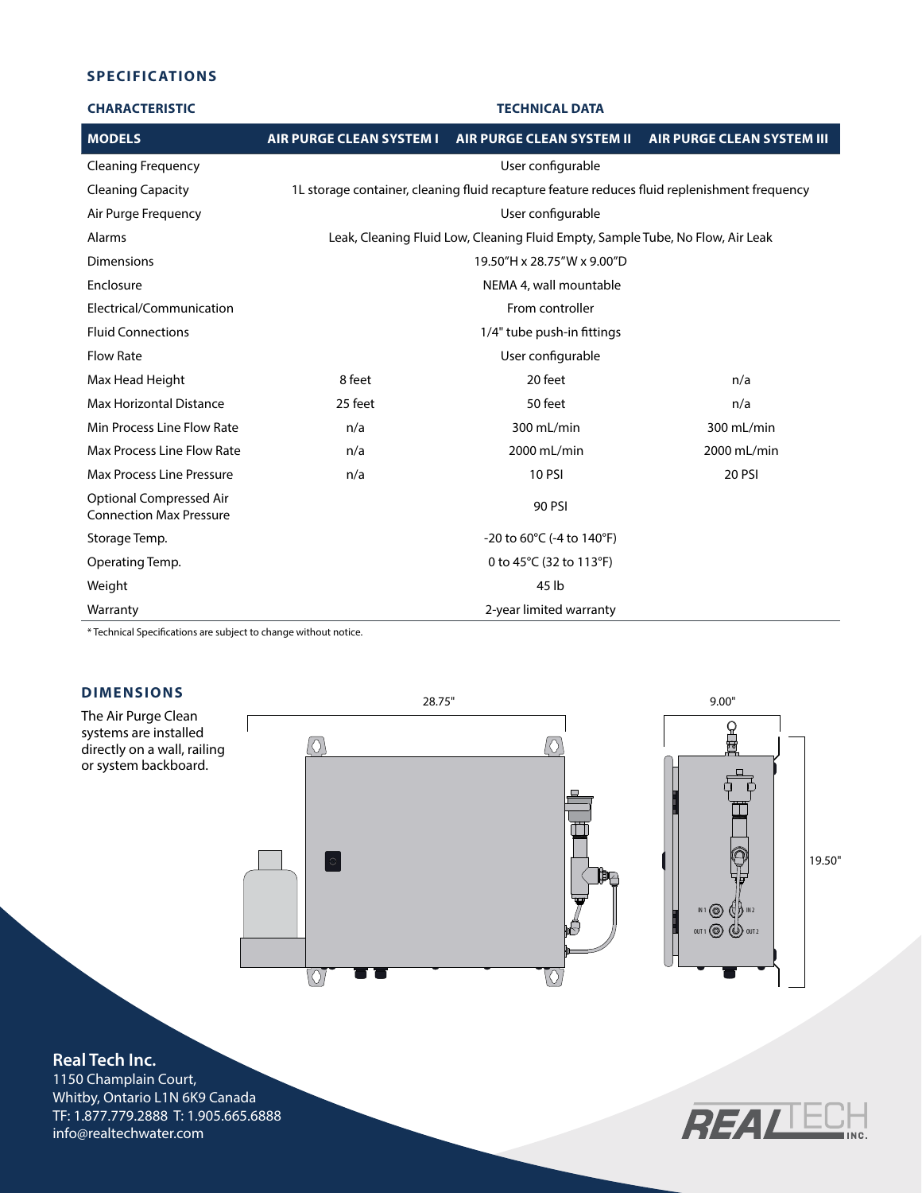## SPECIFICATIONS

| CHARACTERISTIC | TECHNICAL DATA | | |
|---|---|---|---|
| **MODELS** | **AIR PURGE CLEAN SYSTEM I** | **AIR PURGE CLEAN SYSTEM II** | **AIR PURGE CLEAN SYSTEM III** |
| Cleaning Frequency | User configurable | | |
| Cleaning Capacity | 1L storage container, cleaning fluid recapture feature reduces fluid replenishment frequency | | |
| Air Purge Frequency | User configurable | | |
| Alarms | Leak, Cleaning Fluid Low, Cleaning Fluid Empty, Sample Tube, No Flow, Air Leak | | |
| Dimensions | 19.50"H x 28.75"W x 9.00"D | | |
| Enclosure | NEMA 4, wall mountable | | |
| Electrical/Communication | From controller | | |
| Fluid Connections | 1/4" tube push-in fittings | | |
| Flow Rate | User configurable | | |
| Max Head Height | 8 feet | 20 feet | n/a |
| Max Horizontal Distance | 25 feet | 50 feet | n/a |
| Min Process Line Flow Rate | n/a | 300 mL/min | 300 mL/min |
| Max Process Line Flow Rate | n/a | 2000 mL/min | 2000 mL/min |
| Max Process Line Pressure | n/a | 10 PSI | 20 PSI |
| Optional Compressed Air Connection Max Pressure | 90 PSI | | |
| Storage Temp. | -20 to 60°C (-4 to 140°F) | | |
| Operating Temp. | 0 to 45°C (32 to 113°F) | | |
| Weight | 45 lb | | |
| Warranty | 2-year limited warranty | | |

* Technical Specifications are subject to change without notice.

## DIMENSIONS

The Air Purge Clean systems are installed directly on a wall, railing or system backboard.

28.75"

9.00"

19.50"

IN 1

IN 2

OUT 1

OUT 2

**Real Tech Inc.**
1150 Champlain Court,
Whitby, Ontario L1N 6K9 Canada
TF: 1.877.779.2888 T: 1.905.665.6888
info@realtechwater.com

REAL TECH INC.